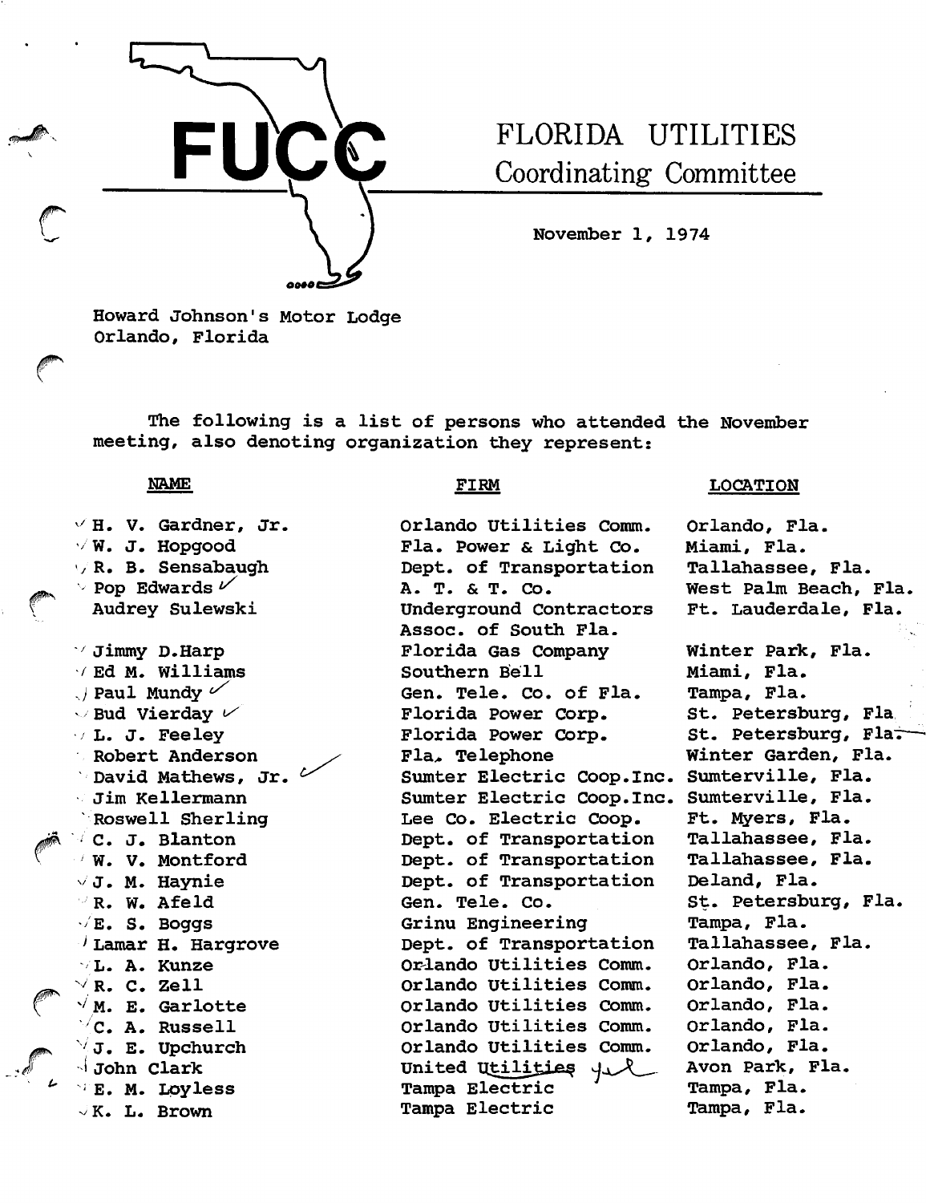# FUCC

## FLORIDA UTILITIES Coordinating Committee

November 1, 1974

Howard Johnson's Motor Lodge
Orlando, Florida

The following is a list of persons who attended the November meeting, also denoting organization they represent:

| NAME | FIRM | LOCATION |
|---|---|---|
| H. V. Gardner, Jr. | Orlando Utilities Comm. | Orlando, Fla. |
| W. J. Hopgood | Fla. Power & Light Co. | Miami, Fla. |
| R. B. Sensabaugh | Dept. of Transportation | Tallahassee, Fla. |
| Pop Edwards | A. T. & T. Co. | West Palm Beach, Fla. |
| Audrey Sulewski | Underground Contractors Assoc. of South Fla. | Ft. Lauderdale, Fla. |
| Jimmy D.Harp | Florida Gas Company | Winter Park, Fla. |
| Ed M. Williams | Southern Bell | Miami, Fla. |
| Paul Mundy | Gen. Tele. Co. of Fla. | Tampa, Fla. |
| Bud Vierday | Florida Power Corp. | St. Petersburg, Fla. |
| L. J. Feeley | Florida Power Corp. | St. Petersburg, Fla. |
| Robert Anderson | Fla. Telephone | Winter Garden, Fla. |
| David Mathews, Jr. | Sumter Electric Coop.Inc. | Sumterville, Fla. |
| Jim Kellermann | Sumter Electric Coop.Inc. | Sumterville, Fla. |
| Roswell Sherling | Lee Co. Electric Coop. | Ft. Myers, Fla. |
| C. J. Blanton | Dept. of Transportation | Tallahassee, Fla. |
| W. V. Montford | Dept. of Transportation | Tallahassee, Fla. |
| J. M. Haynie | Dept. of Transportation | Deland, Fla. |
| R. W. Afeld | Gen. Tele. Co. | St. Petersburg, Fla. |
| E. S. Boggs | Grinu Engineering | Tampa, Fla. |
| Lamar H. Hargrove | Dept. of Transportation | Tallahassee, Fla. |
| L. A. Kunze | Orlando Utilities Comm. | Orlando, Fla. |
| R. C. Zell | Orlando Utilities Comm. | Orlando, Fla. |
| M. E. Garlotte | Orlando Utilities Comm. | Orlando, Fla. |
| C. A. Russell | Orlando Utilities Comm. | Orlando, Fla. |
| J. E. Upchurch | Orlando Utilities Comm. | Orlando, Fla. |
| John Clark | United Utilities | Avon Park, Fla. |
| E. M. Loyless | Tampa Electric | Tampa, Fla. |
| K. L. Brown | Tampa Electric | Tampa, Fla. |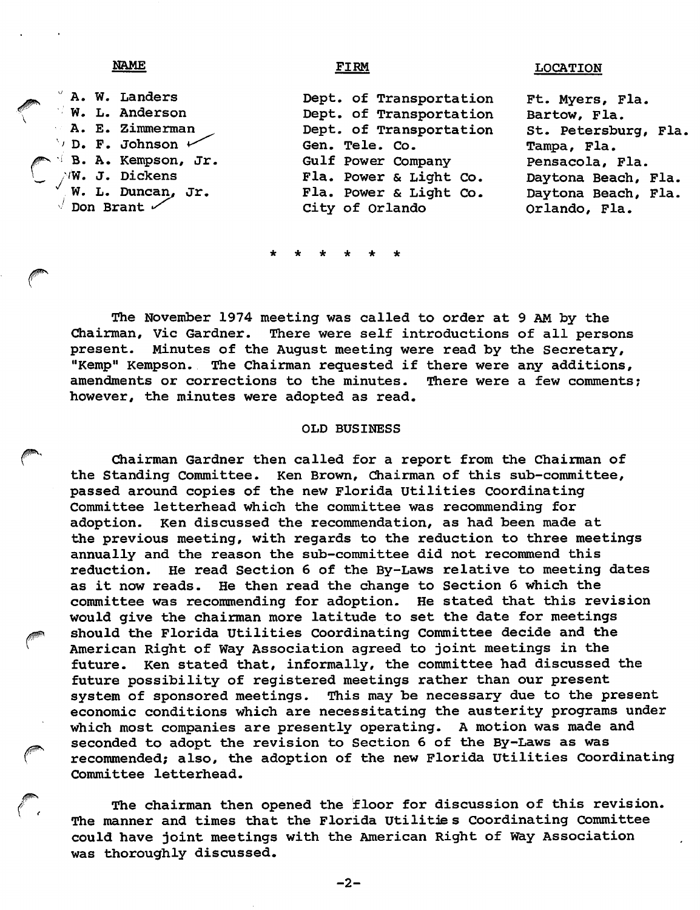| NAME | FIRM | LOCATION |
| --- | --- | --- |
| A. W. Landers | Dept. of Transportation | Ft. Myers, Fla. |
| W. L. Anderson | Dept. of Transportation | Bartow, Fla. |
| A. E. Zimmerman | Dept. of Transportation | St. Petersburg, Fla. |
| D. F. Johnson | Gen. Tele. Co. | Tampa, Fla. |
| B. A. Kempson, Jr. | Gulf Power Company | Pensacola, Fla. |
| W. J. Dickens | Fla. Power & Light Co. | Daytona Beach, Fla. |
| W. L. Duncan, Jr. | Fla. Power & Light Co. | Daytona Beach, Fla. |
| Don Brant | City of Orlando | Orlando, Fla. |

\* \* \* \* \* \*

The November 1974 meeting was called to order at 9 AM by the Chairman, Vic Gardner. There were self introductions of all persons present. Minutes of the August meeting were read by the Secretary, "Kemp" Kempson. The Chairman requested if there were any additions, amendments or corrections to the minutes. There were a few comments; however, the minutes were adopted as read.

## OLD BUSINESS

Chairman Gardner then called for a report from the Chairman of the Standing Committee. Ken Brown, Chairman of this sub-committee, passed around copies of the new Florida Utilities Coordinating Committee letterhead which the committee was recommending for adoption. Ken discussed the recommendation, as had been made at the previous meeting, with regards to the reduction to three meetings annually and the reason the sub-committee did not recommend this reduction. He read Section 6 of the By-Laws relative to meeting dates as it now reads. He then read the change to Section 6 which the committee was recommending for adoption. He stated that this revision would give the chairman more latitude to set the date for meetings should the Florida Utilities Coordinating Committee decide and the American Right of Way Association agreed to joint meetings in the future. Ken stated that, informally, the committee had discussed the future possibility of registered meetings rather than our present system of sponsored meetings. This may be necessary due to the present economic conditions which are necessitating the austerity programs under which most companies are presently operating. A motion was made and seconded to adopt the revision to Section 6 of the By-Laws as was recommended; also, the adoption of the new Florida Utilities Coordinating Committee letterhead.

The chairman then opened the floor for discussion of this revision. The manner and times that the Florida Utilities Coordinating Committee could have joint meetings with the American Right of Way Association was thoroughly discussed.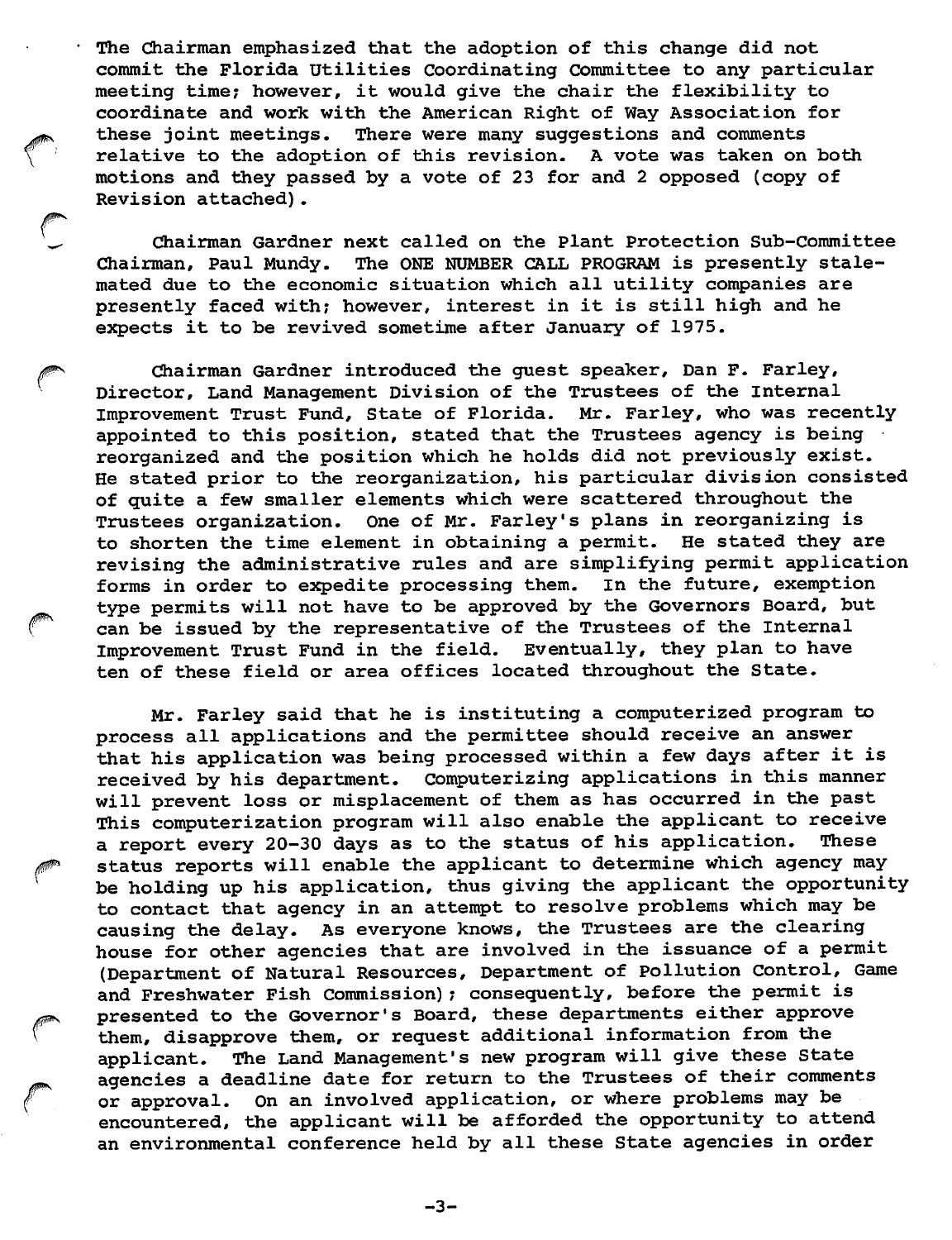The Chairman emphasized that the adoption of this change did not commit the Florida Utilities Coordinating Committee to any particular meeting time; however, it would give the chair the flexibility to coordinate and work with the American Right of Way Association for these joint meetings. There were many suggestions and comments relative to the adoption of this revision. A vote was taken on both motions and they passed by a vote of 23 for and 2 opposed (copy of Revision attached).

Chairman Gardner next called on the Plant Protection Sub-Committee Chairman, Paul Mundy. The ONE NUMBER CALL PROGRAM is presently stalemated due to the economic situation which all utility companies are presently faced with; however, interest in it is still high and he expects it to be revived sometime after January of 1975.

Chairman Gardner introduced the guest speaker, Dan F. Farley, Director, Land Management Division of the Trustees of the Internal Improvement Trust Fund, State of Florida. Mr. Farley, who was recently appointed to this position, stated that the Trustees agency is being reorganized and the position which he holds did not previously exist. He stated prior to the reorganization, his particular division consisted of quite a few smaller elements which were scattered throughout the Trustees organization. One of Mr. Farley's plans in reorganizing is to shorten the time element in obtaining a permit. He stated they are revising the administrative rules and are simplifying permit application forms in order to expedite processing them. In the future, exemption type permits will not have to be approved by the Governors Board, but can be issued by the representative of the Trustees of the Internal Improvement Trust Fund in the field. Eventually, they plan to have ten of these field or area offices located throughout the State.

Mr. Farley said that he is instituting a computerized program to process all applications and the permittee should receive an answer that his application was being processed within a few days after it is received by his department. Computerizing applications in this manner will prevent loss or misplacement of them as has occurred in the past This computerization program will also enable the applicant to receive a report every 20-30 days as to the status of his application. These status reports will enable the applicant to determine which agency may be holding up his application, thus giving the applicant the opportunity to contact that agency in an attempt to resolve problems which may be causing the delay. As everyone knows, the Trustees are the clearing house for other agencies that are involved in the issuance of a permit (Department of Natural Resources, Department of Pollution Control, Game and Freshwater Fish Commission); consequently, before the permit is presented to the Governor's Board, these departments either approve them, disapprove them, or request additional information from the applicant. The Land Management's new program will give these State agencies a deadline date for return to the Trustees of their comments or approval. On an involved application, or where problems may be encountered, the applicant will be afforded the opportunity to attend an environmental conference held by all these State agencies in order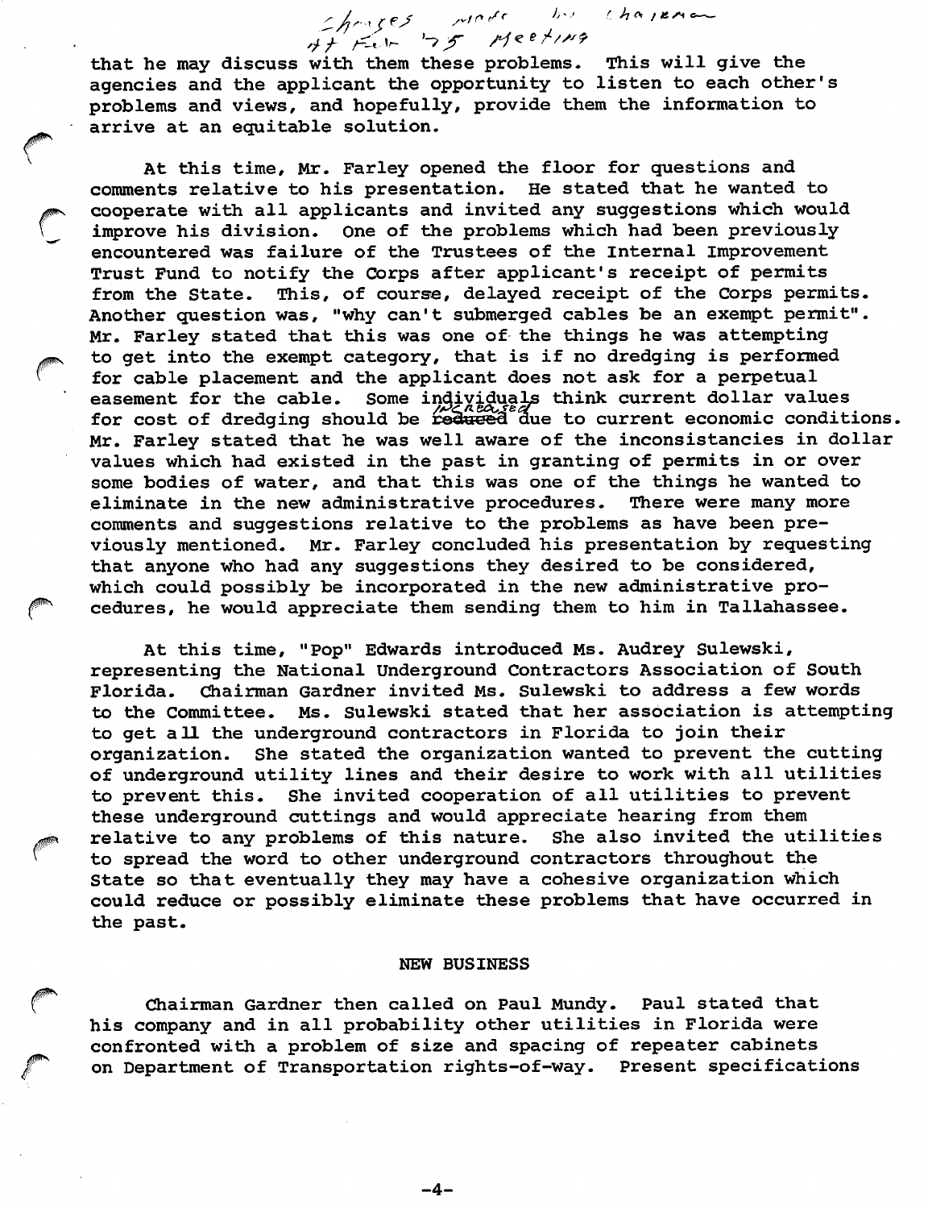Changes made by Chairman at Feb '75 Meeting

that he may discuss with them these problems. This will give the agencies and the applicant the opportunity to listen to each other's problems and views, and hopefully, provide them the information to arrive at an equitable solution.

At this time, Mr. Farley opened the floor for questions and comments relative to his presentation. He stated that he wanted to cooperate with all applicants and invited any suggestions which would improve his division. One of the problems which had been previously encountered was failure of the Trustees of the Internal Improvement Trust Fund to notify the Corps after applicant's receipt of permits from the State. This, of course, delayed receipt of the Corps permits. Another question was, "why can't submerged cables be an exempt permit". Mr. Farley stated that this was one of the things he was attempting to get into the exempt category, that is if no dredging is performed for cable placement and the applicant does not ask for a perpetual easement for the cable. Some individuals think current dollar values for cost of dredging should be ~~reduced~~ increased due to current economic conditions. Mr. Farley stated that he was well aware of the inconsistancies in dollar values which had existed in the past in granting of permits in or over some bodies of water, and that this was one of the things he wanted to eliminate in the new administrative procedures. There were many more comments and suggestions relative to the problems as have been previously mentioned. Mr. Farley concluded his presentation by requesting that anyone who had any suggestions they desired to be considered, which could possibly be incorporated in the new administrative procedures, he would appreciate them sending them to him in Tallahassee.

At this time, "Pop" Edwards introduced Ms. Audrey Sulewski, representing the National Underground Contractors Association of South Florida. Chairman Gardner invited Ms. Sulewski to address a few words to the Committee. Ms. Sulewski stated that her association is attempting to get all the underground contractors in Florida to join their organization. She stated the organization wanted to prevent the cutting of underground utility lines and their desire to work with all utilities to prevent this. She invited cooperation of all utilities to prevent these underground cuttings and would appreciate hearing from them relative to any problems of this nature. She also invited the utilities to spread the word to other underground contractors throughout the State so that eventually they may have a cohesive organization which could reduce or possibly eliminate these problems that have occurred in the past.

## NEW BUSINESS

Chairman Gardner then called on Paul Mundy. Paul stated that his company and in all probability other utilities in Florida were confronted with a problem of size and spacing of repeater cabinets on Department of Transportation rights-of-way. Present specifications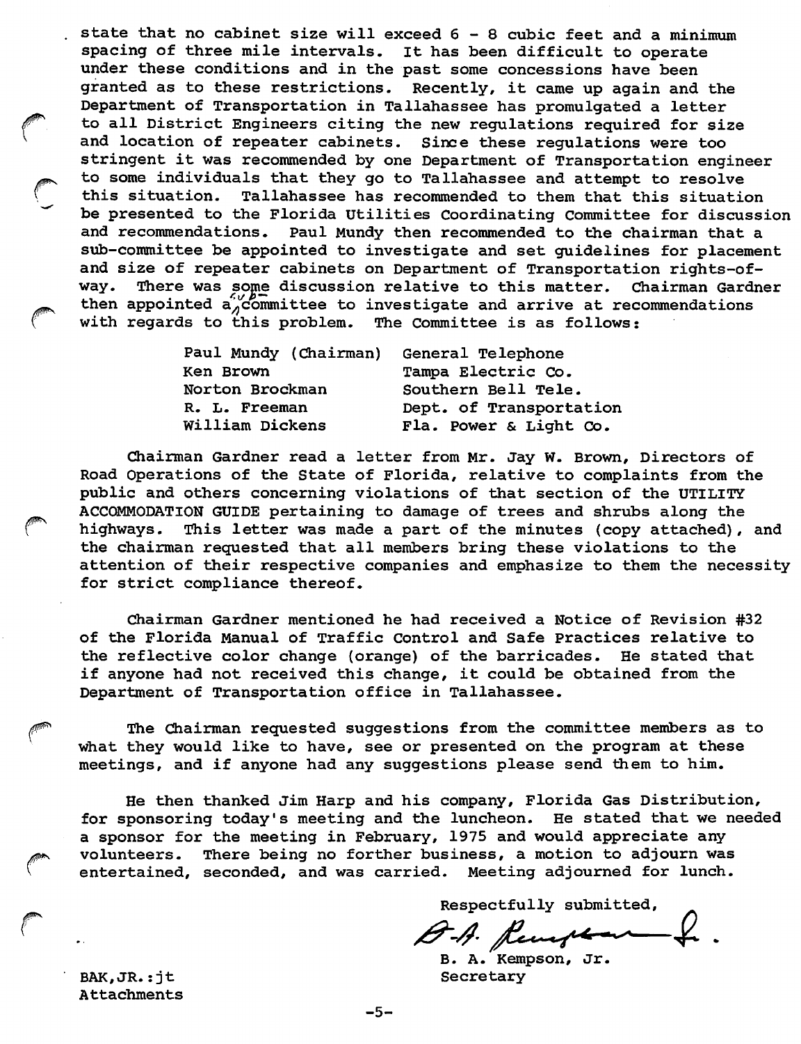state that no cabinet size will exceed 6 - 8 cubic feet and a minimum spacing of three mile intervals. It has been difficult to operate under these conditions and in the past some concessions have been granted as to these restrictions. Recently, it came up again and the Department of Transportation in Tallahassee has promulgated a letter to all District Engineers citing the new regulations required for size and location of repeater cabinets. Since these regulations were too stringent it was recommended by one Department of Transportation engineer to some individuals that they go to Tallahassee and attempt to resolve this situation. Tallahassee has recommended to them that this situation be presented to the Florida Utilities Coordinating Committee for discussion and recommendations. Paul Mundy then recommended to the chairman that a sub-committee be appointed to investigate and set guidelines for placement and size of repeater cabinets on Department of Transportation rights-of-way. There was some discussion relative to this matter. Chairman Gardner then appointed a sub-committee to investigate and arrive at recommendations with regards to this problem. The Committee is as follows:

| | |
|---|---|
| Paul Mundy (Chairman) | General Telephone |
| Ken Brown | Tampa Electric Co. |
| Norton Brockman | Southern Bell Tele. |
| R. L. Freeman | Dept. of Transportation |
| William Dickens | Fla. Power & Light Co. |

Chairman Gardner read a letter from Mr. Jay W. Brown, Directors of Road Operations of the State of Florida, relative to complaints from the public and others concerning violations of that section of the UTILITY ACCOMMODATION GUIDE pertaining to damage of trees and shrubs along the highways. This letter was made a part of the minutes (copy attached), and the chairman requested that all members bring these violations to the attention of their respective companies and emphasize to them the necessity for strict compliance thereof.

Chairman Gardner mentioned he had received a Notice of Revision #32 of the Florida Manual of Traffic Control and Safe Practices relative to the reflective color change (orange) of the barricades. He stated that if anyone had not received this change, it could be obtained from the Department of Transportation office in Tallahassee.

The Chairman requested suggestions from the committee members as to what they would like to have, see or presented on the program at these meetings, and if anyone had any suggestions please send them to him.

He then thanked Jim Harp and his company, Florida Gas Distribution, for sponsoring today's meeting and the luncheon. He stated that we needed a sponsor for the meeting in February, 1975 and would appreciate any volunteers. There being no forther business, a motion to adjourn was entertained, seconded, and was carried. Meeting adjourned for lunch.

Respectfully submitted,

B. A. Kempson, Jr.
Secretary

BAK,JR.:jt
Attachments